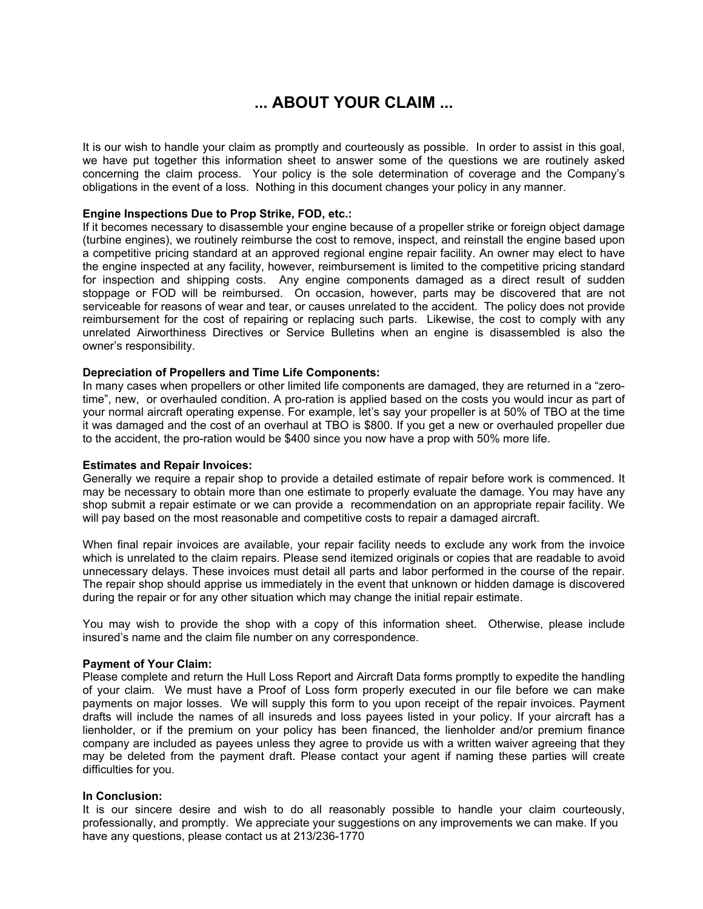# ... ABOUT YOUR CLAIM ...

It is our wish to handle your claim as promptly and courteously as possible. In order to assist in this goal, we have put together this information sheet to answer some of the questions we are routinely asked concerning the claim process. Your policy is the sole determination of coverage and the Company's obligations in the event of a loss. Nothing in this document changes your policy in any manner.

**Engine Inspections Due to Prop Strike, FOD, etc.:**
If it becomes necessary to disassemble your engine because of a propeller strike or foreign object damage (turbine engines), we routinely reimburse the cost to remove, inspect, and reinstall the engine based upon a competitive pricing standard at an approved regional engine repair facility. An owner may elect to have the engine inspected at any facility, however, reimbursement is limited to the competitive pricing standard for inspection and shipping costs. Any engine components damaged as a direct result of sudden stoppage or FOD will be reimbursed. On occasion, however, parts may be discovered that are not serviceable for reasons of wear and tear, or causes unrelated to the accident. The policy does not provide reimbursement for the cost of repairing or replacing such parts. Likewise, the cost to comply with any unrelated Airworthiness Directives or Service Bulletins when an engine is disassembled is also the owner's responsibility.

**Depreciation of Propellers and Time Life Components:**
In many cases when propellers or other limited life components are damaged, they are returned in a "zero-time", new, or overhauled condition. A pro-ration is applied based on the costs you would incur as part of your normal aircraft operating expense. For example, let's say your propeller is at 50% of TBO at the time it was damaged and the cost of an overhaul at TBO is $800. If you get a new or overhauled propeller due to the accident, the pro-ration would be $400 since you now have a prop with 50% more life.

**Estimates and Repair Invoices:**
Generally we require a repair shop to provide a detailed estimate of repair before work is commenced. It may be necessary to obtain more than one estimate to properly evaluate the damage. You may have any shop submit a repair estimate or we can provide a recommendation on an appropriate repair facility. We will pay based on the most reasonable and competitive costs to repair a damaged aircraft.

When final repair invoices are available, your repair facility needs to exclude any work from the invoice which is unrelated to the claim repairs. Please send itemized originals or copies that are readable to avoid unnecessary delays. These invoices must detail all parts and labor performed in the course of the repair. The repair shop should apprise us immediately in the event that unknown or hidden damage is discovered during the repair or for any other situation which may change the initial repair estimate.

You may wish to provide the shop with a copy of this information sheet. Otherwise, please include insured's name and the claim file number on any correspondence.

**Payment of Your Claim:**
Please complete and return the Hull Loss Report and Aircraft Data forms promptly to expedite the handling of your claim. We must have a Proof of Loss form properly executed in our file before we can make payments on major losses. We will supply this form to you upon receipt of the repair invoices. Payment drafts will include the names of all insureds and loss payees listed in your policy. If your aircraft has a lienholder, or if the premium on your policy has been financed, the lienholder and/or premium finance company are included as payees unless they agree to provide us with a written waiver agreeing that they may be deleted from the payment draft. Please contact your agent if naming these parties will create difficulties for you.

**In Conclusion:**
It is our sincere desire and wish to do all reasonably possible to handle your claim courteously, professionally, and promptly. We appreciate your suggestions on any improvements we can make. If you have any questions, please contact us at 213/236-1770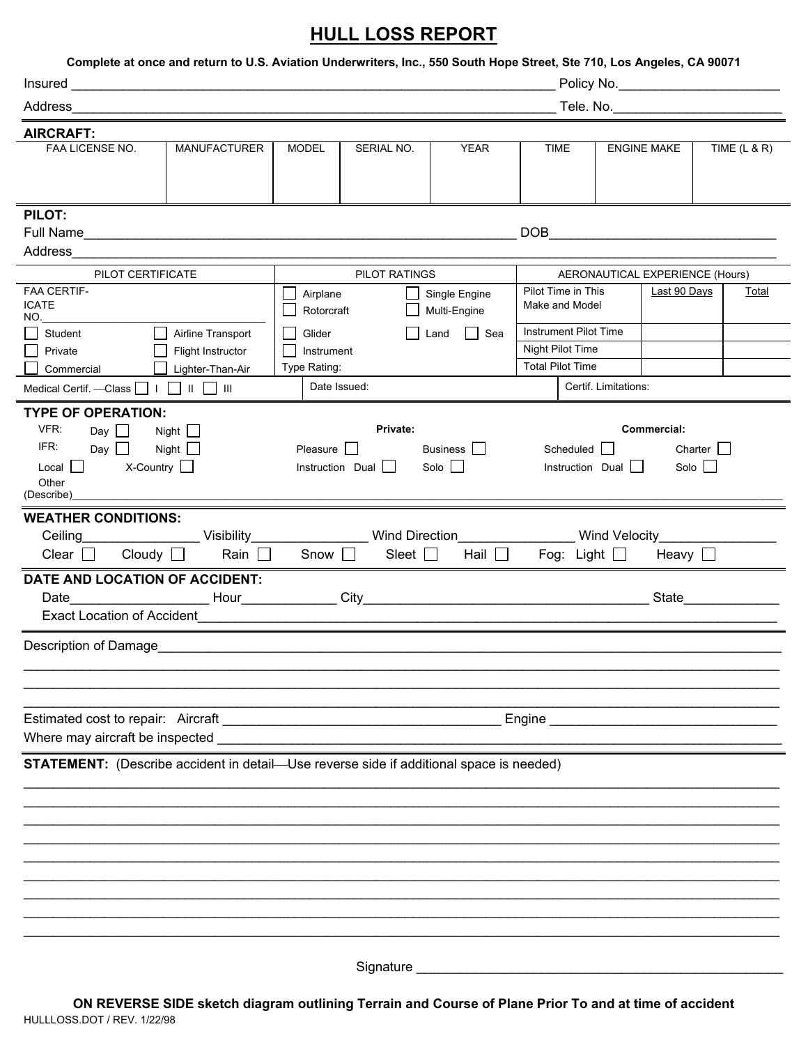# HULL LOSS REPORT

**Complete at once and return to U.S. Aviation Underwriters, Inc., 550 South Hope Street, Ste 710, Los Angeles, CA 90071**

Insured ______________________________ Policy No.______________________

Address______________________________ Tele. No.______________________

## AIRCRAFT:

| FAA LICENSE NO. | MANUFACTURER | MODEL | SERIAL NO. | YEAR | TIME | ENGINE MAKE | TIME (L & R) |
|---|---|---|---|---|---|---|---|
| | | | | | | | |

## PILOT:

Full Name______________________________ DOB______________________

Address______________________________

| PILOT CERTIFICATE | | PILOT RATINGS | | AERONAUTICAL EXPERIENCE (Hours) | | |
|---|---|---|---|---|---|---|
| FAA CERTIFICATE NO.__________ | | ☐ Airplane ☐ Rotorcraft | ☐ Single Engine ☐ Multi-Engine | Pilot Time in This Make and Model | Last 90 Days | Total |
| ☐ Student | ☐ Airline Transport | ☐ Glider | ☐ Land ☐ Sea | Instrument Pilot Time | | |
| ☐ Private | ☐ Flight Instructor | ☐ Instrument | | Night Pilot Time | | |
| ☐ Commercial | ☐ Lighter-Than-Air | Type Rating: | | Total Pilot Time | | |
| Medical Certif. —Class ☐ I ☐ II ☐ III | | Date Issued: | | Certif. Limitations: | | |

## TYPE OF OPERATION:

VFR: Day ☐ Night ☐
IFR: Day ☐ Night ☐
Local ☐ X-Country ☐

**Private:**
Pleasure ☐ Business ☐
Instruction Dual ☐ Solo ☐

**Commercial:**
Scheduled ☐ Charter ☐
Instruction Dual ☐ Solo ☐

Other (Describe)______________________________

## WEATHER CONDITIONS:

Ceiling______________ Visibility______________ Wind Direction______________ Wind Velocity______________

Clear ☐ Cloudy ☐ Rain ☐ Snow ☐ Sleet ☐ Hail ☐ Fog: Light ☐ Heavy ☐

## DATE AND LOCATION OF ACCIDENT:

Date______________ Hour__________ City______________________________ State__________

Exact Location of Accident______________________________

Description of Damage______________________________

______________________________

______________________________

______________________________

Estimated cost to repair: Aircraft ______________________________ Engine ______________________________

Where may aircraft be inspected ______________________________

**STATEMENT:** (Describe accident in detail—Use reverse side if additional space is needed)

______________________________

______________________________

______________________________

______________________________

______________________________

______________________________

______________________________

______________________________

______________________________

Signature ______________________________

**ON REVERSE SIDE sketch diagram outlining Terrain and Course of Plane Prior To and at time of accident**

HULLLOSS.DOT / REV. 1/22/98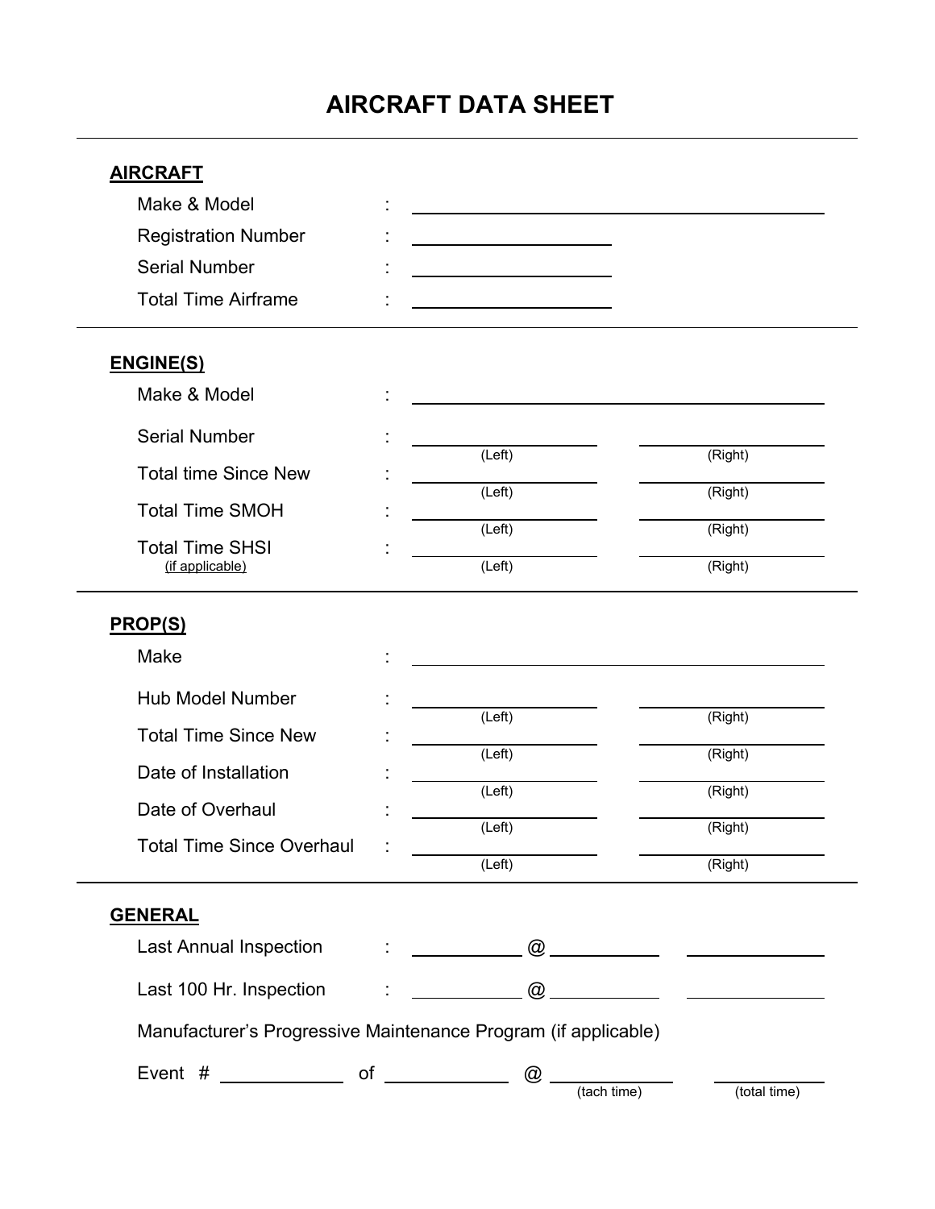# AIRCRAFT DATA SHEET

---

## AIRCRAFT

Make & Model : ______________________________

Registration Number : ______________

Serial Number : ______________

Total Time Airframe : ______________

---

## ENGINE(S)

Make & Model : ______________________________

| | | (Left) | (Right) |
|---|---|---|---|
| Serial Number | : | ______________ | ______________ |
| Total time Since New | : | ______________ | ______________ |
| Total Time SMOH | : | ______________ | ______________ |
| Total Time SHSI (if applicable) | : | ______________ | ______________ |

---

## PROP(S)

Make : ______________________________

| | | (Left) | (Right) |
|---|---|---|---|
| Hub Model Number | : | ______________ | ______________ |
| Total Time Since New | : | ______________ | ______________ |
| Date of Installation | : | ______________ | ______________ |
| Date of Overhaul | : | ______________ | ______________ |
| Total Time Since Overhaul | : | ______________ | ______________ |

---

## GENERAL

Last Annual Inspection : __________ @ __________ ______________

Last 100 Hr. Inspection : __________ @ __________ ______________

Manufacturer's Progressive Maintenance Program (if applicable)

Event # __________ of __________ @ __________ (tach time) __________ (total time)